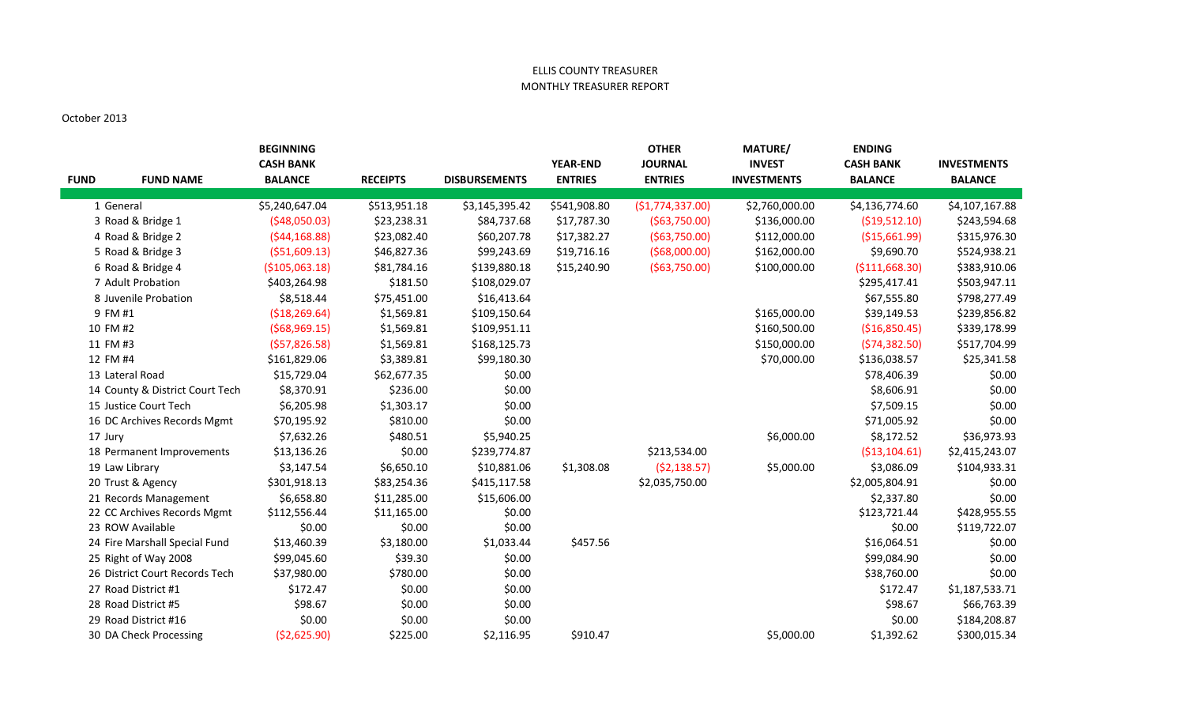ELLIS COUNTY TREASURER

MONTHLY TREASURER REPORT

October 2013

| FUND | FUND NAME | BEGINNING CASH BANK BALANCE | RECEIPTS | DISBURSEMENTS | YEAR-END ENTRIES | OTHER JOURNAL ENTRIES | MATURE/ INVEST INVESTMENTS | ENDING CASH BANK BALANCE | INVESTMENTS BALANCE |
|---|---|---|---|---|---|---|---|---|---|
| 1 | General | $5,240,647.04 | $513,951.18 | $3,145,395.42 | $541,908.80 | ($1,774,337.00) | $2,760,000.00 | $4,136,774.60 | $4,107,167.88 |
| 3 | Road & Bridge 1 | ($48,050.03) | $23,238.31 | $84,737.68 | $17,787.30 | ($63,750.00) | $136,000.00 | ($19,512.10) | $243,594.68 |
| 4 | Road & Bridge 2 | ($44,168.88) | $23,082.40 | $60,207.78 | $17,382.27 | ($63,750.00) | $112,000.00 | ($15,661.99) | $315,976.30 |
| 5 | Road & Bridge 3 | ($51,609.13) | $46,827.36 | $99,243.69 | $19,716.16 | ($68,000.00) | $162,000.00 | $9,690.70 | $524,938.21 |
| 6 | Road & Bridge 4 | ($105,063.18) | $81,784.16 | $139,880.18 | $15,240.90 | ($63,750.00) | $100,000.00 | ($111,668.30) | $383,910.06 |
| 7 | Adult Probation | $403,264.98 | $181.50 | $108,029.07 | | | | $295,417.41 | $503,947.11 |
| 8 | Juvenile Probation | $8,518.44 | $75,451.00 | $16,413.64 | | | | $67,555.80 | $798,277.49 |
| 9 | FM #1 | ($18,269.64) | $1,569.81 | $109,150.64 | | | $165,000.00 | $39,149.53 | $239,856.82 |
| 10 | FM #2 | ($68,969.15) | $1,569.81 | $109,951.11 | | | $160,500.00 | ($16,850.45) | $339,178.99 |
| 11 | FM #3 | ($57,826.58) | $1,569.81 | $168,125.73 | | | $150,000.00 | ($74,382.50) | $517,704.99 |
| 12 | FM #4 | $161,829.06 | $3,389.81 | $99,180.30 | | | $70,000.00 | $136,038.57 | $25,341.58 |
| 13 | Lateral Road | $15,729.04 | $62,677.35 | $0.00 | | | | $78,406.39 | $0.00 |
| 14 | County & District Court Tech | $8,370.91 | $236.00 | $0.00 | | | | $8,606.91 | $0.00 |
| 15 | Justice Court Tech | $6,205.98 | $1,303.17 | $0.00 | | | | $7,509.15 | $0.00 |
| 16 | DC Archives Records Mgmt | $70,195.92 | $810.00 | $0.00 | | | | $71,005.92 | $0.00 |
| 17 | Jury | $7,632.26 | $480.51 | $5,940.25 | | | $6,000.00 | $8,172.52 | $36,973.93 |
| 18 | Permanent Improvements | $13,136.26 | $0.00 | $239,774.87 | | $213,534.00 | | ($13,104.61) | $2,415,243.07 |
| 19 | Law Library | $3,147.54 | $6,650.10 | $10,881.06 | $1,308.08 | ($2,138.57) | $5,000.00 | $3,086.09 | $104,933.31 |
| 20 | Trust & Agency | $301,918.13 | $83,254.36 | $415,117.58 | | $2,035,750.00 | | $2,005,804.91 | $0.00 |
| 21 | Records Management | $6,658.80 | $11,285.00 | $15,606.00 | | | | $2,337.80 | $0.00 |
| 22 | CC Archives Records Mgmt | $112,556.44 | $11,165.00 | $0.00 | | | | $123,721.44 | $428,955.55 |
| 23 | ROW Available | $0.00 | $0.00 | $0.00 | | | | $0.00 | $119,722.07 |
| 24 | Fire Marshall Special Fund | $13,460.39 | $3,180.00 | $1,033.44 | $457.56 | | | $16,064.51 | $0.00 |
| 25 | Right of Way 2008 | $99,045.60 | $39.30 | $0.00 | | | | $99,084.90 | $0.00 |
| 26 | District Court Records Tech | $37,980.00 | $780.00 | $0.00 | | | | $38,760.00 | $0.00 |
| 27 | Road District #1 | $172.47 | $0.00 | $0.00 | | | | $172.47 | $1,187,533.71 |
| 28 | Road District #5 | $98.67 | $0.00 | $0.00 | | | | $98.67 | $66,763.39 |
| 29 | Road District #16 | $0.00 | $0.00 | $0.00 | | | | $0.00 | $184,208.87 |
| 30 | DA Check Processing | ($2,625.90) | $225.00 | $2,116.95 | $910.47 | | $5,000.00 | $1,392.62 | $300,015.34 |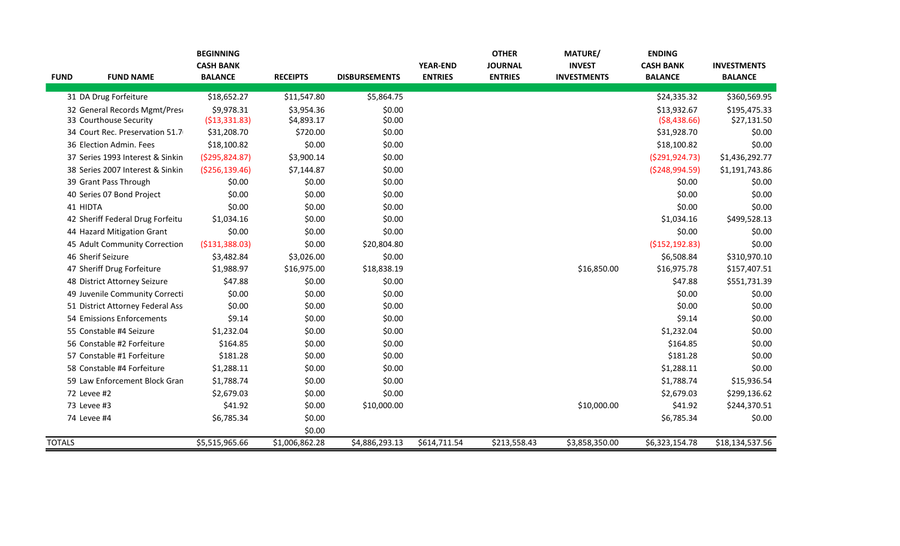| FUND | FUND NAME | BEGINNING CASH BANK BALANCE | RECEIPTS | DISBURSEMENTS | YEAR-END ENTRIES | OTHER JOURNAL ENTRIES | MATURE/ INVEST INVESTMENTS | ENDING CASH BANK BALANCE | INVESTMENTS BALANCE |
|---|---|---|---|---|---|---|---|---|---|
| 31 | DA Drug Forfeiture | $18,652.27 | $11,547.80 | $5,864.75 | | | | $24,335.32 | $360,569.95 |
| 32 | General Records Mgmt/Pres | $9,978.31 | $3,954.36 | $0.00 | | | | $13,932.67 | $195,475.33 |
| 33 | Courthouse Security | ($13,331.83) | $4,893.17 | $0.00 | | | | ($8,438.66) | $27,131.50 |
| 34 | Court Rec. Preservation 51.7 | $31,208.70 | $720.00 | $0.00 | | | | $31,928.70 | $0.00 |
| 36 | Election Admin. Fees | $18,100.82 | $0.00 | $0.00 | | | | $18,100.82 | $0.00 |
| 37 | Series 1993 Interest & Sinkin | ($295,824.87) | $3,900.14 | $0.00 | | | | ($291,924.73) | $1,436,292.77 |
| 38 | Series 2007 Interest & Sinkin | ($256,139.46) | $7,144.87 | $0.00 | | | | ($248,994.59) | $1,191,743.86 |
| 39 | Grant Pass Through | $0.00 | $0.00 | $0.00 | | | | $0.00 | $0.00 |
| 40 | Series 07 Bond Project | $0.00 | $0.00 | $0.00 | | | | $0.00 | $0.00 |
| 41 | HIDTA | $0.00 | $0.00 | $0.00 | | | | $0.00 | $0.00 |
| 42 | Sheriff Federal Drug Forfeitu | $1,034.16 | $0.00 | $0.00 | | | | $1,034.16 | $499,528.13 |
| 44 | Hazard Mitigation Grant | $0.00 | $0.00 | $0.00 | | | | $0.00 | $0.00 |
| 45 | Adult Community Correction | ($131,388.03) | $0.00 | $20,804.80 | | | | ($152,192.83) | $0.00 |
| 46 | Sherif Seizure | $3,482.84 | $3,026.00 | $0.00 | | | | $6,508.84 | $310,970.10 |
| 47 | Sheriff Drug Forfeiture | $1,988.97 | $16,975.00 | $18,838.19 | | | $16,850.00 | $16,975.78 | $157,407.51 |
| 48 | District Attorney Seizure | $47.88 | $0.00 | $0.00 | | | | $47.88 | $551,731.39 |
| 49 | Juvenile Community Correcti | $0.00 | $0.00 | $0.00 | | | | $0.00 | $0.00 |
| 51 | District Attorney Federal Ass | $0.00 | $0.00 | $0.00 | | | | $0.00 | $0.00 |
| 54 | Emissions Enforcements | $9.14 | $0.00 | $0.00 | | | | $9.14 | $0.00 |
| 55 | Constable #4 Seizure | $1,232.04 | $0.00 | $0.00 | | | | $1,232.04 | $0.00 |
| 56 | Constable #2 Forfeiture | $164.85 | $0.00 | $0.00 | | | | $164.85 | $0.00 |
| 57 | Constable #1 Forfeiture | $181.28 | $0.00 | $0.00 | | | | $181.28 | $0.00 |
| 58 | Constable #4 Forfeiture | $1,288.11 | $0.00 | $0.00 | | | | $1,288.11 | $0.00 |
| 59 | Law Enforcement Block Gran | $1,788.74 | $0.00 | $0.00 | | | | $1,788.74 | $15,936.54 |
| 72 | Levee #2 | $2,679.03 | $0.00 | $0.00 | | | | $2,679.03 | $299,136.62 |
| 73 | Levee #3 | $41.92 | $0.00 | $10,000.00 | | | $10,000.00 | $41.92 | $244,370.51 |
| 74 | Levee #4 | $6,785.34 | $0.00 | | | | | $6,785.34 | $0.00 |
| | | | $0.00 | | | | | | |
| TOTALS | | $5,515,965.66 | $1,006,862.28 | $4,886,293.13 | $614,711.54 | $213,558.43 | $3,858,350.00 | $6,323,154.78 | $18,134,537.56 |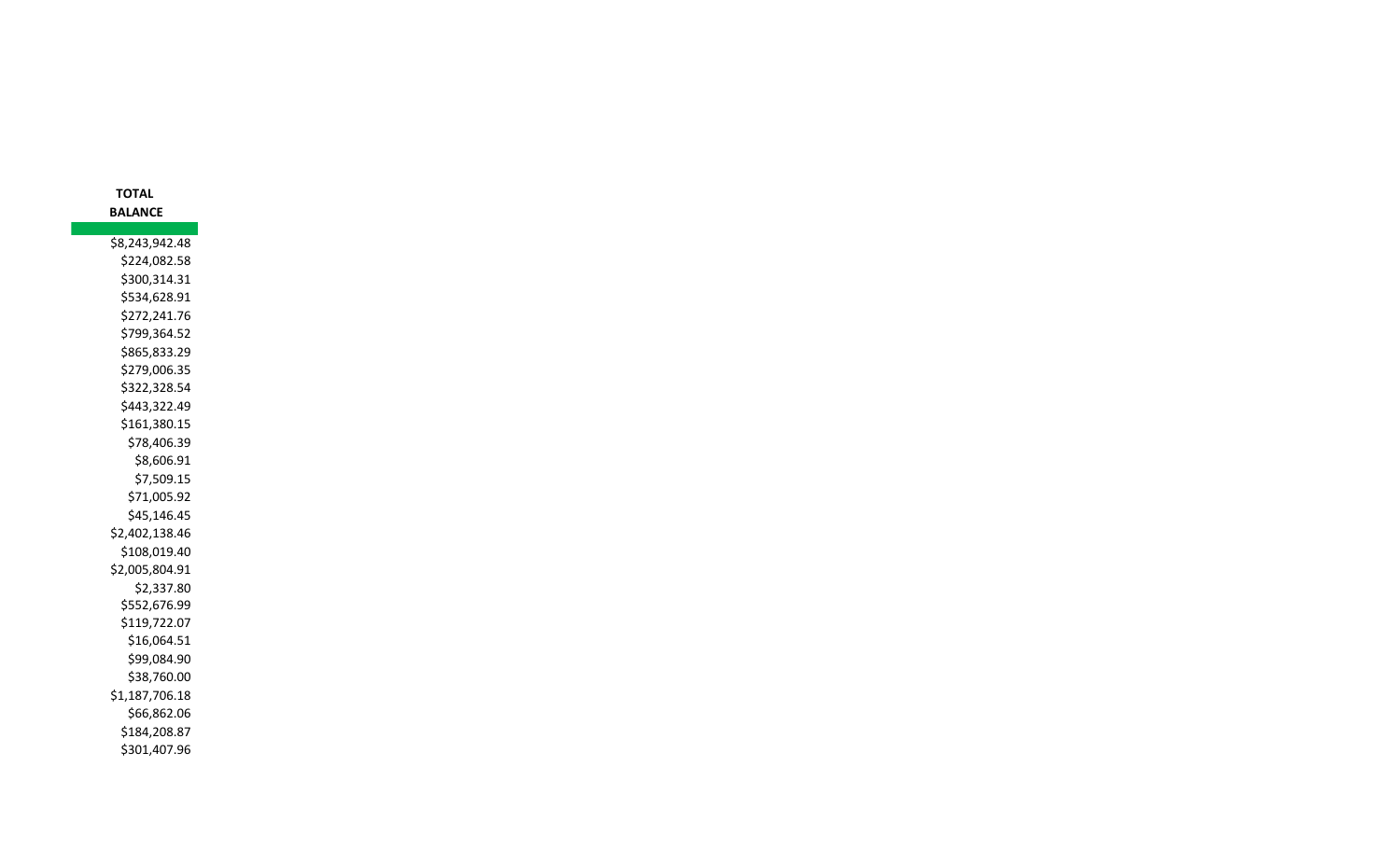| TOTAL BALANCE |
|---|
| $8,243,942.48 |
| $224,082.58 |
| $300,314.31 |
| $534,628.91 |
| $272,241.76 |
| $799,364.52 |
| $865,833.29 |
| $279,006.35 |
| $322,328.54 |
| $443,322.49 |
| $161,380.15 |
| $78,406.39 |
| $8,606.91 |
| $7,509.15 |
| $71,005.92 |
| $45,146.45 |
| $2,402,138.46 |
| $108,019.40 |
| $2,005,804.91 |
| $2,337.80 |
| $552,676.99 |
| $119,722.07 |
| $16,064.51 |
| $99,084.90 |
| $38,760.00 |
| $1,187,706.18 |
| $66,862.06 |
| $184,208.87 |
| $301,407.96 |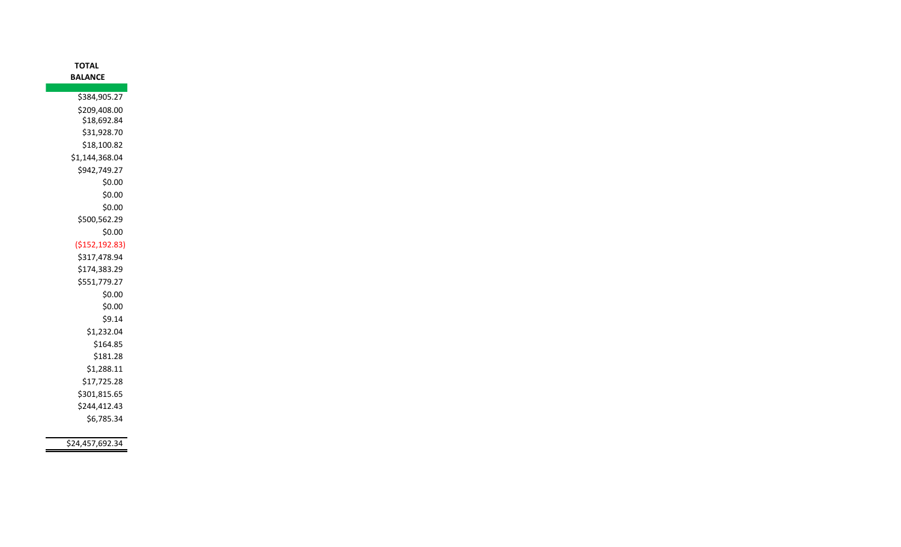| TOTAL BALANCE |
| --- |
| $384,905.27 |
| $209,408.00 |
| $18,692.84 |
| $31,928.70 |
| $18,100.82 |
| $1,144,368.04 |
| $942,749.27 |
| $0.00 |
| $0.00 |
| $0.00 |
| $500,562.29 |
| $0.00 |
| ($152,192.83) |
| $317,478.94 |
| $174,383.29 |
| $551,779.27 |
| $0.00 |
| $0.00 |
| $9.14 |
| $1,232.04 |
| $164.85 |
| $181.28 |
| $1,288.11 |
| $17,725.28 |
| $301,815.65 |
| $244,412.43 |
| $6,785.34 |
| |
| $24,457,692.34 |